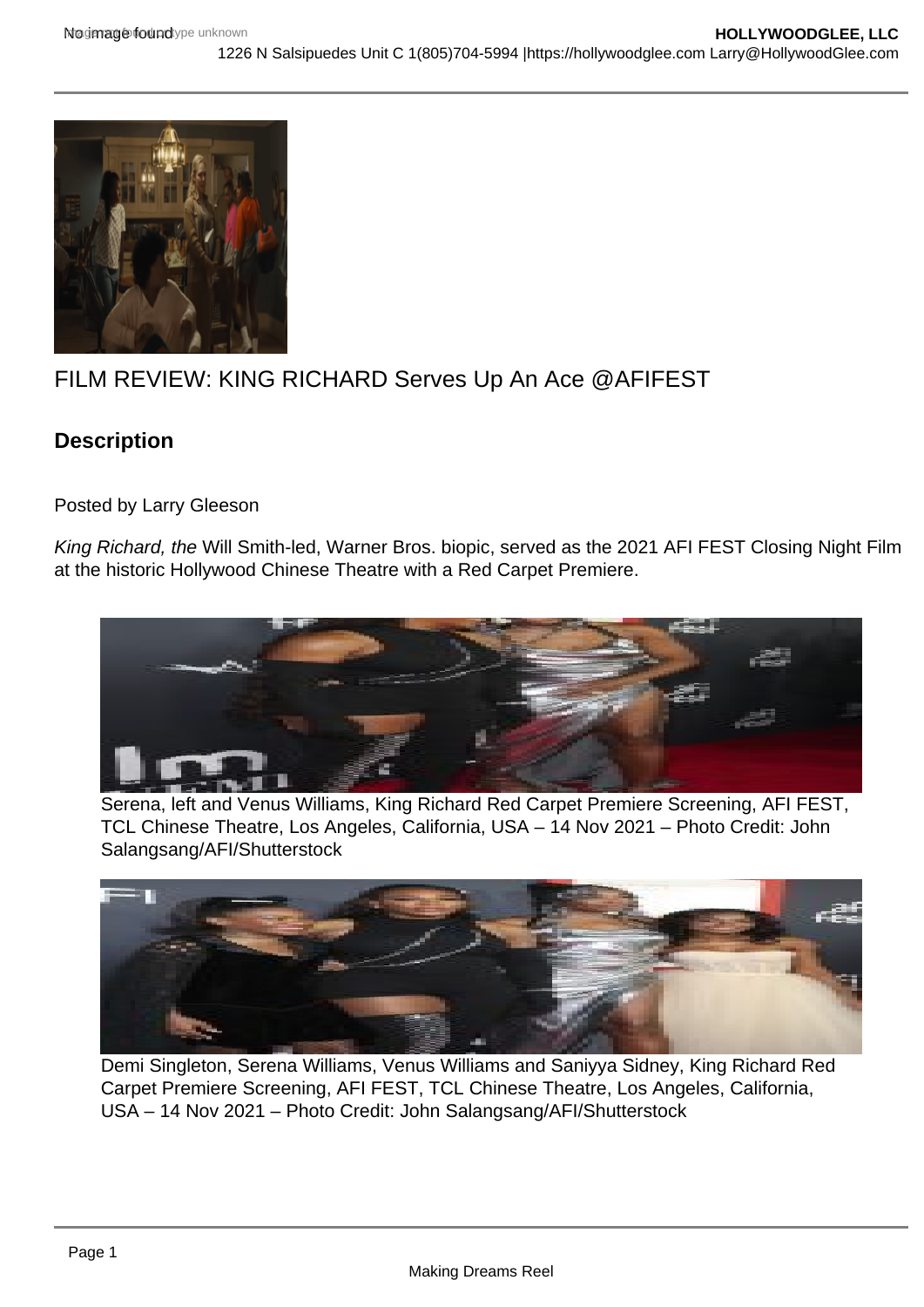# FILM REVIEW: KING RICHARD Serves Up An Ace @AFIFEST

## Description

Posted by Larry Gleeson

*King Richard, the* Will Smith-led, Warner Bros. biopic, served as the 2021 AFI FEST Closing Night Film at the historic Hollywood Chinese Theatre with a Red Carpet Premiere.

Serena, left and Venus Williams, King Richard Red Carpet Premiere Screening, AFI FEST, TCL Chinese Theatre, Los Angeles, California, USA – 14 Nov 2021 – Photo Credit: John Salangsang/AFI/Shutterstock

Demi Singleton, Serena Williams, Venus Williams and Saniyya Sidney, King Richard Red Carpet Premiere Screening, AFI FEST, TCL Chinese Theatre, Los Angeles, California, USA – 14 Nov 2021 – Photo Credit: John Salangsang/AFI/Shutterstock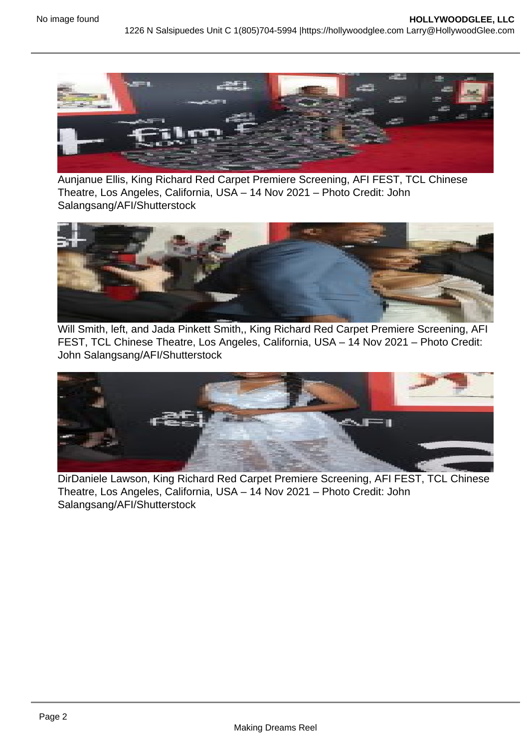Aunjanue Ellis, King Richard Red Carpet Premiere Screening, AFI FEST, TCL Chinese Theatre, Los Angeles, California, USA – 14 Nov 2021 – Photo Credit: John Salangsang/AFI/Shutterstock

Will Smith, left, and Jada Pinkett Smith,, King Richard Red Carpet Premiere Screening, AFI FEST, TCL Chinese Theatre, Los Angeles, California, USA – 14 Nov 2021 – Photo Credit: John Salangsang/AFI/Shutterstock

DirDaniele Lawson, King Richard Red Carpet Premiere Screening, AFI FEST, TCL Chinese Theatre, Los Angeles, California, USA – 14 Nov 2021 – Photo Credit: John Salangsang/AFI/Shutterstock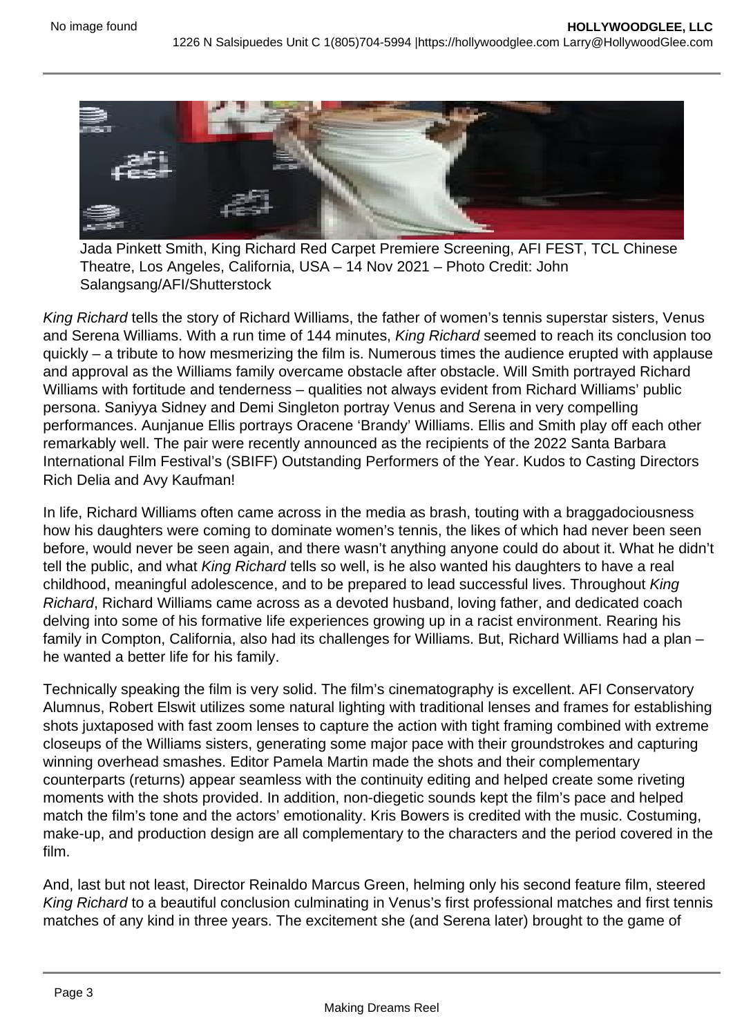Jada Pinkett Smith, King Richard Red Carpet Premiere Screening, AFI FEST, TCL Chinese Theatre, Los Angeles, California, USA – 14 Nov 2021 – Photo Credit: John Salangsang/AFI/Shutterstock

*King Richard* tells the story of Richard Williams, the father of women's tennis superstar sisters, Venus and Serena Williams. With a run time of 144 minutes, *King Richard* seemed to reach its conclusion too quickly – a tribute to how mesmerizing the film is. Numerous times the audience erupted with applause and approval as the Williams family overcame obstacle after obstacle. Will Smith portrayed Richard Williams with fortitude and tenderness – qualities not always evident from Richard Williams' public persona. Saniyya Sidney and Demi Singleton portray Venus and Serena in very compelling performances. Aunjanue Ellis portrays Oracene 'Brandy' Williams. Ellis and Smith play off each other remarkably well. The pair were recently announced as the recipients of the 2022 Santa Barbara International Film Festival's (SBIFF) Outstanding Performers of the Year. Kudos to Casting Directors Rich Delia and Avy Kaufman!

In life, Richard Williams often came across in the media as brash, touting with a braggadociousness how his daughters were coming to dominate women's tennis, the likes of which had never been seen before, would never be seen again, and there wasn't anything anyone could do about it. What he didn't tell the public, and what *King Richard* tells so well, is he also wanted his daughters to have a real childhood, meaningful adolescence, and to be prepared to lead successful lives. Throughout *King Richard*, Richard Williams came across as a devoted husband, loving father, and dedicated coach delving into some of his formative life experiences growing up in a racist environment. Rearing his family in Compton, California, also had its challenges for Williams. But, Richard Williams had a plan – he wanted a better life for his family.

Technically speaking the film is very solid. The film's cinematography is excellent. AFI Conservatory Alumnus, Robert Elswit utilizes some natural lighting with traditional lenses and frames for establishing shots juxtaposed with fast zoom lenses to capture the action with tight framing combined with extreme closeups of the Williams sisters, generating some major pace with their groundstrokes and capturing winning overhead smashes. Editor Pamela Martin made the shots and their complementary counterparts (returns) appear seamless with the continuity editing and helped create some riveting moments with the shots provided. In addition, non-diegetic sounds kept the film's pace and helped match the film's tone and the actors' emotionality. Kris Bowers is credited with the music. Costuming, make-up, and production design are all complementary to the characters and the period covered in the film.

And, last but not least, Director Reinaldo Marcus Green, helming only his second feature film, steered *King Richard* to a beautiful conclusion culminating in Venus's first professional matches and first tennis matches of any kind in three years. The excitement she (and Serena later) brought to the game of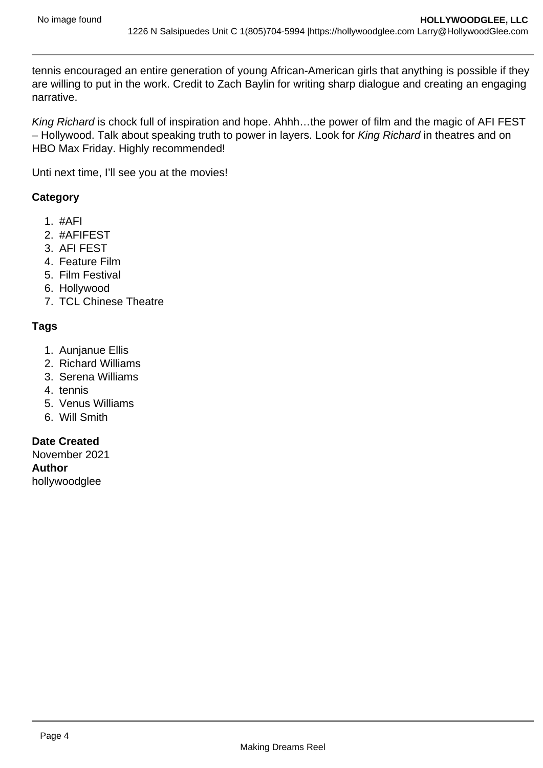tennis encouraged an entire generation of young African-American girls that anything is possible if they are willing to put in the work. Credit to Zach Baylin for writing sharp dialogue and creating an engaging narrative.

*King Richard* is chock full of inspiration and hope. Ahhh…the power of film and the magic of AFI FEST – Hollywood. Talk about speaking truth to power in layers. Look for *King Richard* in theatres and on HBO Max Friday. Highly recommended!

Unti next time, I'll see you at the movies!

**Category**

1. #AFI
2. #AFIFEST
3. AFI FEST
4. Feature Film
5. Film Festival
6. Hollywood
7. TCL Chinese Theatre

**Tags**

1. Aunjanue Ellis
2. Richard Williams
3. Serena Williams
4. tennis
5. Venus Williams
6. Will Smith

**Date Created**
November 2021
**Author**
hollywoodglee